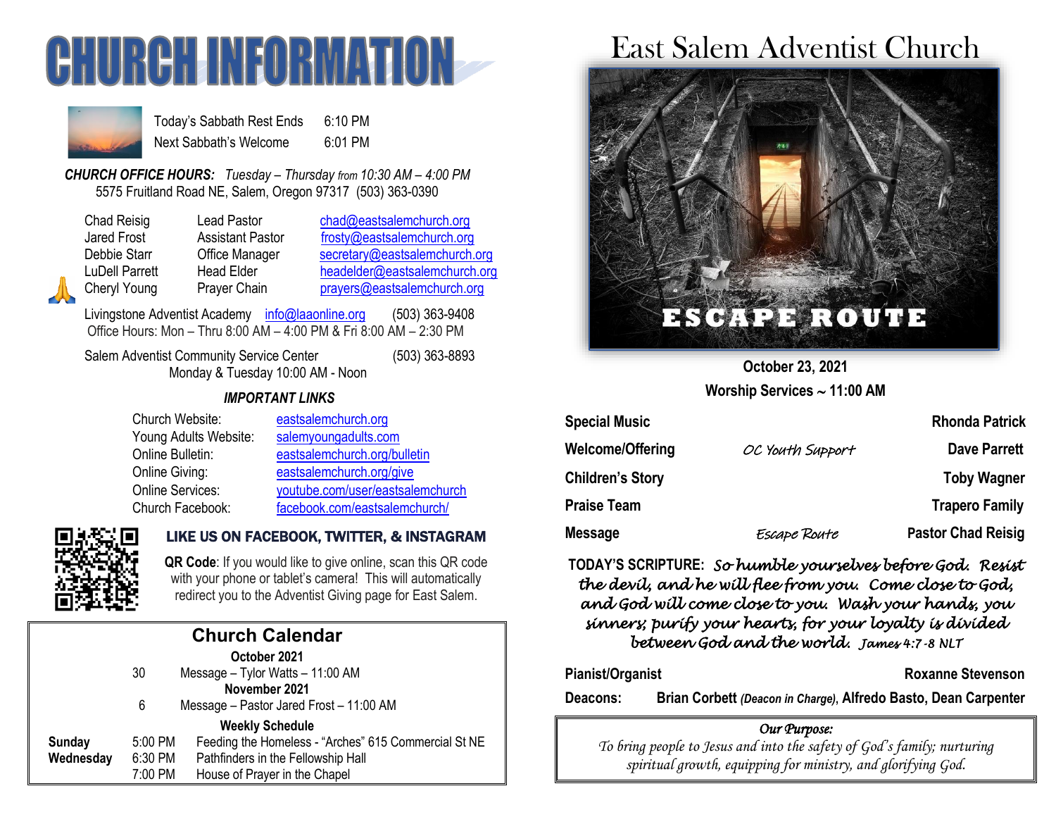# CHURCH INFORMATION

| | |
|---|---|
| Today's Sabbath Rest Ends | 6:10 PM |
| Next Sabbath's Welcome | 6:01 PM |

***CHURCH OFFICE HOURS:*** *Tuesday – Thursday from 10:30 AM – 4:00 PM*
5575 Fruitland Road NE, Salem, Oregon 97317 (503) 363-0390

| | | |
|---|---|---|
| Chad Reisig | Lead Pastor | chad@eastsalemchurch.org |
| Jared Frost | Assistant Pastor | frosty@eastsalemchurch.org |
| Debbie Starr | Office Manager | secretary@eastsalemchurch.org |
| LuDell Parrett | Head Elder | headelder@eastsalemchurch.org |
| Cheryl Young | Prayer Chain | prayers@eastsalemchurch.org |

Livingstone Adventist Academy info@laaonline.org (503) 363-9408
Office Hours: Mon – Thru 8:00 AM – 4:00 PM & Fri 8:00 AM – 2:30 PM

Salem Adventist Community Service Center (503) 363-8893
Monday & Tuesday 10:00 AM - Noon

***IMPORTANT LINKS***

| | |
|---|---|
| Church Website: | eastsalemchurch.org |
| Young Adults Website: | salemyoungadults.com |
| Online Bulletin: | eastsalemchurch.org/bulletin |
| Online Giving: | eastsalemchurch.org/give |
| Online Services: | youtube.com/user/eastsalemchurch |
| Church Facebook: | facebook.com/eastsalemchurch/ |

**LIKE US ON FACEBOOK, TWITTER, & INSTAGRAM**

**QR Code**: If you would like to give online, scan this QR code with your phone or tablet's camera! This will automatically redirect you to the Adventist Giving page for East Salem.

## Church Calendar

**October 2021**

30 Message – Tylor Watts – 11:00 AM

**November 2021**

6 Message – Pastor Jared Frost – 11:00 AM

**Weekly Schedule**

| | | |
|---|---|---|
| **Sunday** | 5:00 PM | Feeding the Homeless - "Arches" 615 Commercial St NE |
| **Wednesday** | 6:30 PM | Pathfinders in the Fellowship Hall |
| | 7:00 PM | House of Prayer in the Chapel |

# East Salem Adventist Church

ESCAPE ROUTE

**October 23, 2021**
**Worship Services ~ 11:00 AM**

| | | |
|---|---|---|
| **Special Music** | | **Rhonda Patrick** |
| **Welcome/Offering** | *OC Youth Support* | **Dave Parrett** |
| **Children's Story** | | **Toby Wagner** |
| **Praise Team** | | **Trapero Family** |
| **Message** | *Escape Route* | **Pastor Chad Reisig** |

**TODAY'S SCRIPTURE:** *So humble yourselves before God. Resist the devil, and he will flee from you. Come close to God, and God will come close to you. Wash your hands, you sinners; purify your hearts, for your loyalty is divided between God and the world. James 4:7-8 NLT*

**Pianist/Organist** **Roxanne Stevenson**

**Deacons:** **Brian Corbett** ***(Deacon in Charge)***, **Alfredo Basto, Dean Carpenter**

*Our Purpose:*
*To bring people to Jesus and into the safety of God's family; nurturing spiritual growth, equipping for ministry, and glorifying God.*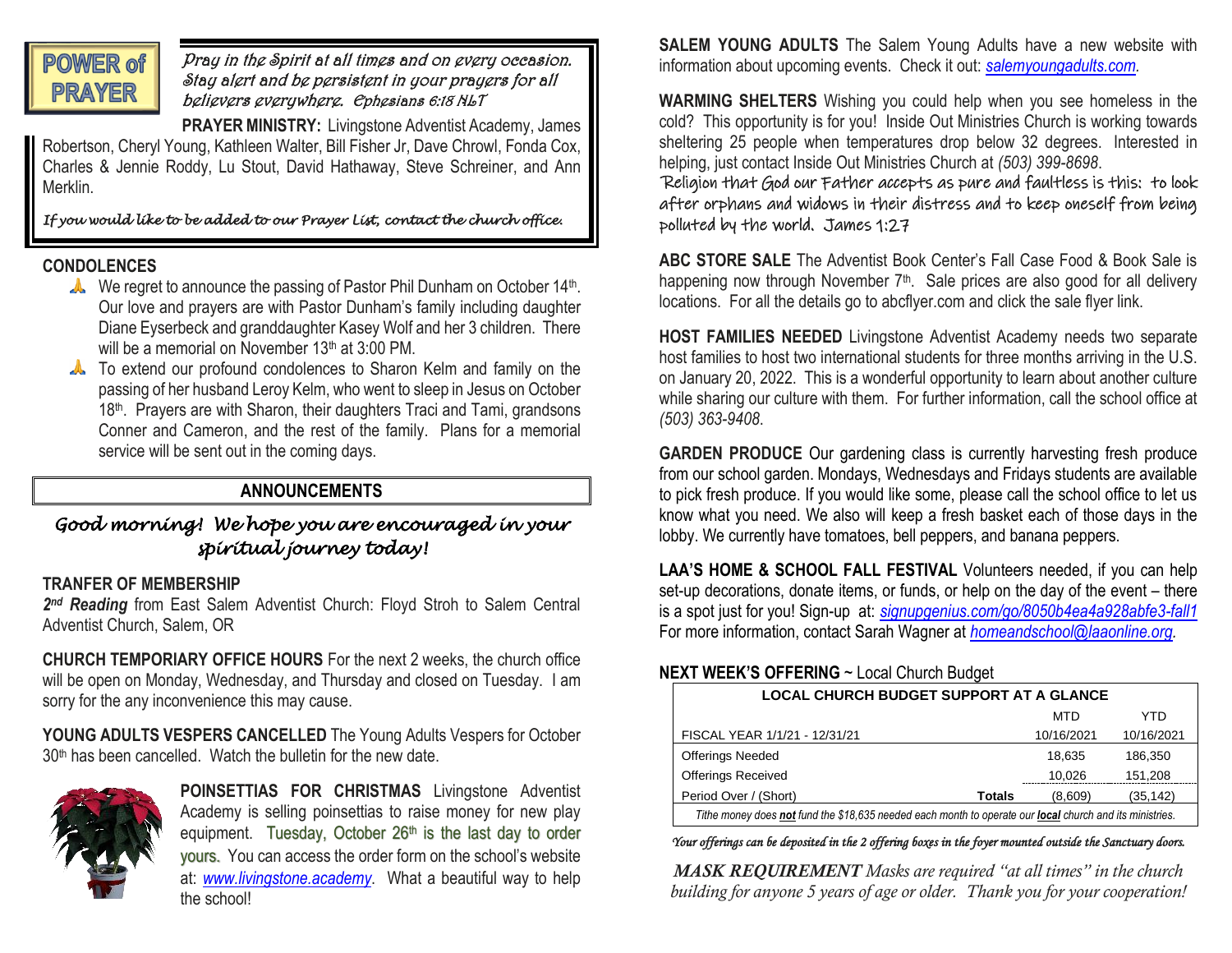**POWER of PRAYER**

*Pray in the Spirit at all times and on every occasion. Stay alert and be persistent in your prayers for all believers everywhere. Ephesians 6:18 NLT*

**PRAYER MINISTRY:** Livingstone Adventist Academy, James Robertson, Cheryl Young, Kathleen Walter, Bill Fisher Jr, Dave Chrowl, Fonda Cox, Charles & Jennie Roddy, Lu Stout, David Hathaway, Steve Schreiner, and Ann Merklin.

*If you would like to be added to our Prayer List, contact the church office.*

**CONDOLENCES**

- We regret to announce the passing of Pastor Phil Dunham on October 14th. Our love and prayers are with Pastor Dunham's family including daughter Diane Eyserbeck and granddaughter Kasey Wolf and her 3 children. There will be a memorial on November 13th at 3:00 PM.
- To extend our profound condolences to Sharon Kelm and family on the passing of her husband Leroy Kelm, who went to sleep in Jesus on October 18th. Prayers are with Sharon, their daughters Traci and Tami, grandsons Conner and Cameron, and the rest of the family. Plans for a memorial service will be sent out in the coming days.

## ANNOUNCEMENTS

*Good morning! We hope you are encouraged in your spiritual journey today!*

**TRANFER OF MEMBERSHIP**
***2nd Reading*** from East Salem Adventist Church: Floyd Stroh to Salem Central Adventist Church, Salem, OR

**CHURCH TEMPORIARY OFFICE HOURS** For the next 2 weeks, the church office will be open on Monday, Wednesday, and Thursday and closed on Tuesday. I am sorry for the any inconvenience this may cause.

**YOUNG ADULTS VESPERS CANCELLED** The Young Adults Vespers for October 30th has been cancelled. Watch the bulletin for the new date.

**POINSETTIAS FOR CHRISTMAS** Livingstone Adventist Academy is selling poinsettias to raise money for new play equipment. Tuesday, October 26th is the last day to order yours. You can access the order form on the school's website at: *www.livingstone.academy*. What a beautiful way to help the school!

**SALEM YOUNG ADULTS** The Salem Young Adults have a new website with information about upcoming events. Check it out: *salemyoungadults.com*.

**WARMING SHELTERS** Wishing you could help when you see homeless in the cold? This opportunity is for you! Inside Out Ministries Church is working towards sheltering 25 people when temperatures drop below 32 degrees. Interested in helping, just contact Inside Out Ministries Church at *(503) 399-8698*.
*Religion that God our Father accepts as pure and faultless is this: to look after orphans and widows in their distress and to keep oneself from being polluted by the world. James 1:27*

**ABC STORE SALE** The Adventist Book Center's Fall Case Food & Book Sale is happening now through November 7th. Sale prices are also good for all delivery locations. For all the details go to abcflyer.com and click the sale flyer link.

**HOST FAMILIES NEEDED** Livingstone Adventist Academy needs two separate host families to host two international students for three months arriving in the U.S. on January 20, 2022. This is a wonderful opportunity to learn about another culture while sharing our culture with them. For further information, call the school office at *(503) 363-9408*.

**GARDEN PRODUCE** Our gardening class is currently harvesting fresh produce from our school garden. Mondays, Wednesdays and Fridays students are available to pick fresh produce. If you would like some, please call the school office to let us know what you need. We also will keep a fresh basket each of those days in the lobby. We currently have tomatoes, bell peppers, and banana peppers.

**LAA'S HOME & SCHOOL FALL FESTIVAL** Volunteers needed, if you can help set-up decorations, donate items, or funds, or help on the day of the event – there is a spot just for you! Sign-up at: *signupgenius.com/go/8050b4ea4a928abfe3-fall1*
For more information, contact Sarah Wagner at *homeandschool@laaonline.org*.

**NEXT WEEK'S OFFERING** ~ Local Church Budget

| LOCAL CHURCH BUDGET SUPPORT AT A GLANCE | | | |
|---|---|---|---|
| | | MTD | YTD |
| FISCAL YEAR 1/1/21 - 12/31/21 | | 10/16/2021 | 10/16/2021 |
| Offerings Needed | | 18,635 | 186,350 |
| Offerings Received | | 10,026 | 151,208 |
| Period Over / (Short) | **Totals** | (8,609) | (35,142) |

*Tithe money does **not** fund the $18,635 needed each month to operate our **local** church and its ministries.*

*Your offerings can be deposited in the 2 offering boxes in the foyer mounted outside the Sanctuary doors.*

***MASK REQUIREMENT*** *Masks are required "at all times" in the church building for anyone 5 years of age or older. Thank you for your cooperation!*